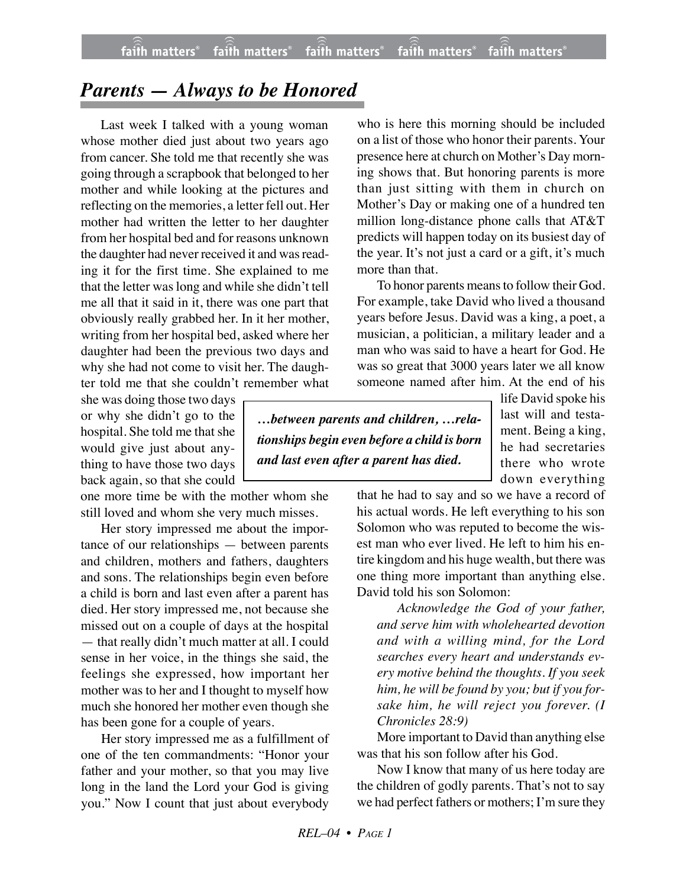# *Parents — Always to be Honored*

Last week I talked with a young woman whose mother died just about two years ago from cancer. She told me that recently she was going through a scrapbook that belonged to her mother and while looking at the pictures and reflecting on the memories, a letter fell out. Her mother had written the letter to her daughter from her hospital bed and for reasons unknown the daughter had never received it and was reading it for the first time. She explained to me that the letter was long and while she didn't tell me all that it said in it, there was one part that obviously really grabbed her. In it her mother, writing from her hospital bed, asked where her daughter had been the previous two days and why she had not come to visit her. The daughter told me that she couldn't remember what she was doing those two days or why she didn't go to the hospital. She told me that she would give just about anything to have those two days back again, so that she could one more time be with the mother whom she still loved and whom she very much misses.

Her story impressed me about the importance of our relationships — between parents and children, mothers and fathers, daughters and sons. The relationships begin even before a child is born and last even after a parent has died. Her story impressed me, not because she missed out on a couple of days at the hospital — that really didn't much matter at all. I could sense in her voice, in the things she said, the feelings she expressed, how important her mother was to her and I thought to myself how much she honored her mother even though she has been gone for a couple of years.

> ***…between parents and children, …relationships begin even before a child is born and last even after a parent has died.***

Her story impressed me as a fulfillment of one of the ten commandments: "Honor your father and your mother, so that you may live long in the land the Lord your God is giving you." Now I count that just about everybody who is here this morning should be included on a list of those who honor their parents. Your presence here at church on Mother's Day morning shows that. But honoring parents is more than just sitting with them in church on Mother's Day or making one of a hundred ten million long-distance phone calls that AT&T predicts will happen today on its busiest day of the year. It's not just a card or a gift, it's much more than that.

To honor parents means to follow their God. For example, take David who lived a thousand years before Jesus. David was a king, a poet, a musician, a politician, a military leader and a man who was said to have a heart for God. He was so great that 3000 years later we all know someone named after him. At the end of his life David spoke his last will and testament. Being a king, he had secretaries there who wrote down everything that he had to say and so we have a record of his actual words. He left everything to his son Solomon who was reputed to become the wisest man who ever lived. He left to him his entire kingdom and his huge wealth, but there was one thing more important than anything else. David told his son Solomon:

> *Acknowledge the God of your father, and serve him with wholehearted devotion and with a willing mind, for the Lord searches every heart and understands every motive behind the thoughts. If you seek him, he will be found by you; but if you forsake him, he will reject you forever. (I Chronicles 28:9)*

More important to David than anything else was that his son follow after his God.

Now I know that many of us here today are the children of godly parents. That's not to say we had perfect fathers or mothers; I'm sure they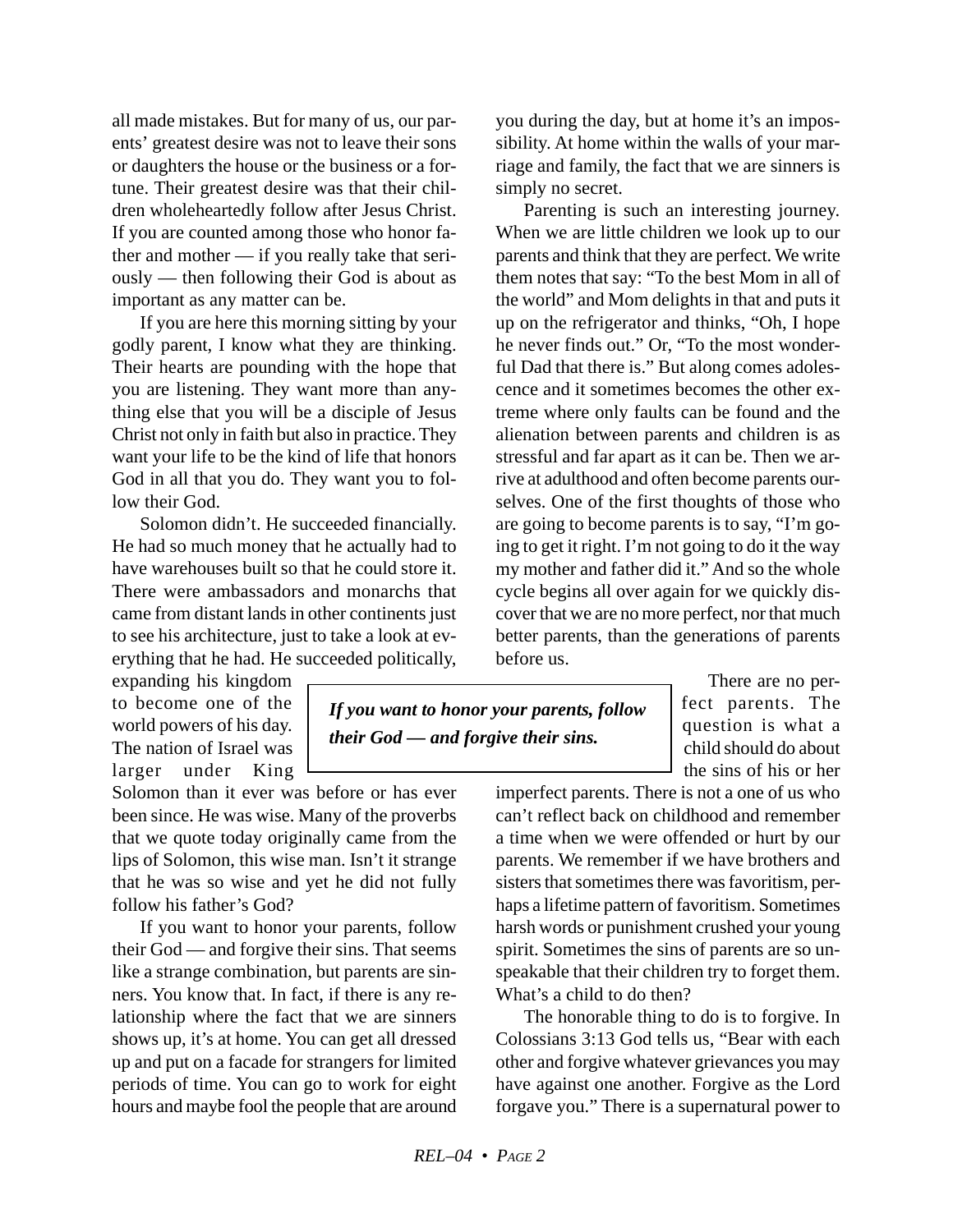all made mistakes. But for many of us, our parents' greatest desire was not to leave their sons or daughters the house or the business or a fortune. Their greatest desire was that their children wholeheartedly follow after Jesus Christ. If you are counted among those who honor father and mother — if you really take that seriously — then following their God is about as important as any matter can be.

If you are here this morning sitting by your godly parent, I know what they are thinking. Their hearts are pounding with the hope that you are listening. They want more than anything else that you will be a disciple of Jesus Christ not only in faith but also in practice. They want your life to be the kind of life that honors God in all that you do. They want you to follow their God.

Solomon didn't. He succeeded financially. He had so much money that he actually had to have warehouses built so that he could store it. There were ambassadors and monarchs that came from distant lands in other continents just to see his architecture, just to take a look at everything that he had. He succeeded politically, expanding his kingdom to become one of the world powers of his day. The nation of Israel was larger under King Solomon than it ever was before or has ever been since. He was wise. Many of the proverbs that we quote today originally came from the lips of Solomon, this wise man. Isn't it strange that he was so wise and yet he did not fully follow his father's God?

If you want to honor your parents, follow their God — and forgive their sins. That seems like a strange combination, but parents are sinners. You know that. In fact, if there is any relationship where the fact that we are sinners shows up, it's at home. You can get all dressed up and put on a facade for strangers for limited periods of time. You can go to work for eight hours and maybe fool the people that are around you during the day, but at home it's an impossibility. At home within the walls of your marriage and family, the fact that we are sinners is simply no secret.

Parenting is such an interesting journey. When we are little children we look up to our parents and think that they are perfect. We write them notes that say: "To the best Mom in all of the world" and Mom delights in that and puts it up on the refrigerator and thinks, "Oh, I hope he never finds out." Or, "To the most wonderful Dad that there is." But along comes adolescence and it sometimes becomes the other extreme where only faults can be found and the alienation between parents and children is as stressful and far apart as it can be. Then we arrive at adulthood and often become parents ourselves. One of the first thoughts of those who are going to become parents is to say, "I'm going to get it right. I'm not going to do it the way my mother and father did it." And so the whole cycle begins all over again for we quickly discover that we are no more perfect, nor that much better parents, than the generations of parents before us.

> ***If you want to honor your parents, follow their God — and forgive their sins.***

There are no perfect parents. The question is what a child should do about the sins of his or her imperfect parents. There is not a one of us who can't reflect back on childhood and remember a time when we were offended or hurt by our parents. We remember if we have brothers and sisters that sometimes there was favoritism, perhaps a lifetime pattern of favoritism. Sometimes harsh words or punishment crushed your young spirit. Sometimes the sins of parents are so unspeakable that their children try to forget them. What's a child to do then?

The honorable thing to do is to forgive. In Colossians 3:13 God tells us, "Bear with each other and forgive whatever grievances you may have against one another. Forgive as the Lord forgave you." There is a supernatural power to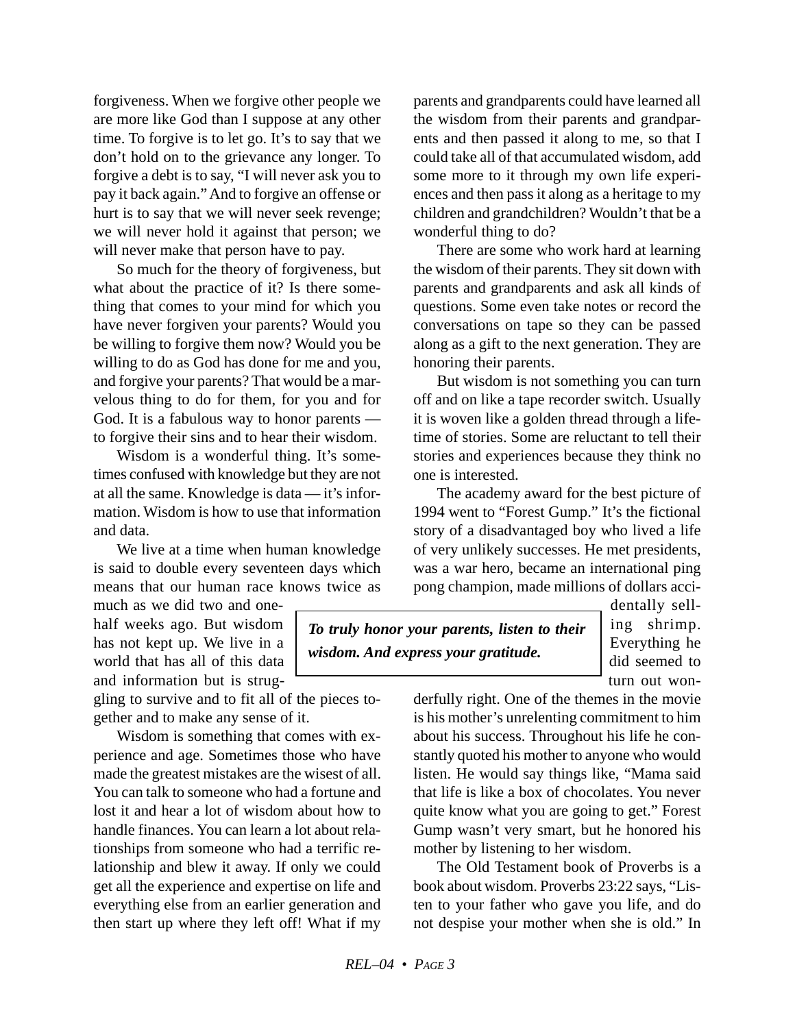forgiveness. When we forgive other people we are more like God than I suppose at any other time. To forgive is to let go. It's to say that we don't hold on to the grievance any longer. To forgive a debt is to say, "I will never ask you to pay it back again." And to forgive an offense or hurt is to say that we will never seek revenge; we will never hold it against that person; we will never make that person have to pay.

So much for the theory of forgiveness, but what about the practice of it? Is there something that comes to your mind for which you have never forgiven your parents? Would you be willing to forgive them now? Would you be willing to do as God has done for me and you, and forgive your parents? That would be a marvelous thing to do for them, for you and for God. It is a fabulous way to honor parents — to forgive their sins and to hear their wisdom.

Wisdom is a wonderful thing. It's sometimes confused with knowledge but they are not at all the same. Knowledge is data — it's information. Wisdom is how to use that information and data.

We live at a time when human knowledge is said to double every seventeen days which means that our human race knows twice as much as we did two and one-half weeks ago. But wisdom has not kept up. We live in a world that has all of this data and information but is struggling to survive and to fit all of the pieces together and to make any sense of it.

Wisdom is something that comes with experience and age. Sometimes those who have made the greatest mistakes are the wisest of all. You can talk to someone who had a fortune and lost it and hear a lot of wisdom about how to handle finances. You can learn a lot about relationships from someone who had a terrific relationship and blew it away. If only we could get all the experience and expertise on life and everything else from an earlier generation and then start up where they left off! What if my parents and grandparents could have learned all the wisdom from their parents and grandparents and then passed it along to me, so that I could take all of that accumulated wisdom, add some more to it through my own life experiences and then pass it along as a heritage to my children and grandchildren? Wouldn't that be a wonderful thing to do?

There are some who work hard at learning the wisdom of their parents. They sit down with parents and grandparents and ask all kinds of questions. Some even take notes or record the conversations on tape so they can be passed along as a gift to the next generation. They are honoring their parents.

But wisdom is not something you can turn off and on like a tape recorder switch. Usually it is woven like a golden thread through a lifetime of stories. Some are reluctant to tell their stories and experiences because they think no one is interested.

The academy award for the best picture of 1994 went to "Forest Gump." It's the fictional story of a disadvantaged boy who lived a life of very unlikely successes. He met presidents, was a war hero, became an international ping pong champion, made millions of dollars accidentally selling shrimp. Everything he did seemed to turn out wonderfully right. One of the themes in the movie is his mother's unrelenting commitment to him about his success. Throughout his life he constantly quoted his mother to anyone who would listen. He would say things like, "Mama said that life is like a box of chocolates. You never quite know what you are going to get." Forest Gump wasn't very smart, but he honored his mother by listening to her wisdom.

> ***To truly honor your parents, listen to their wisdom. And express your gratitude.***

The Old Testament book of Proverbs is a book about wisdom. Proverbs 23:22 says, "Listen to your father who gave you life, and do not despise your mother when she is old." In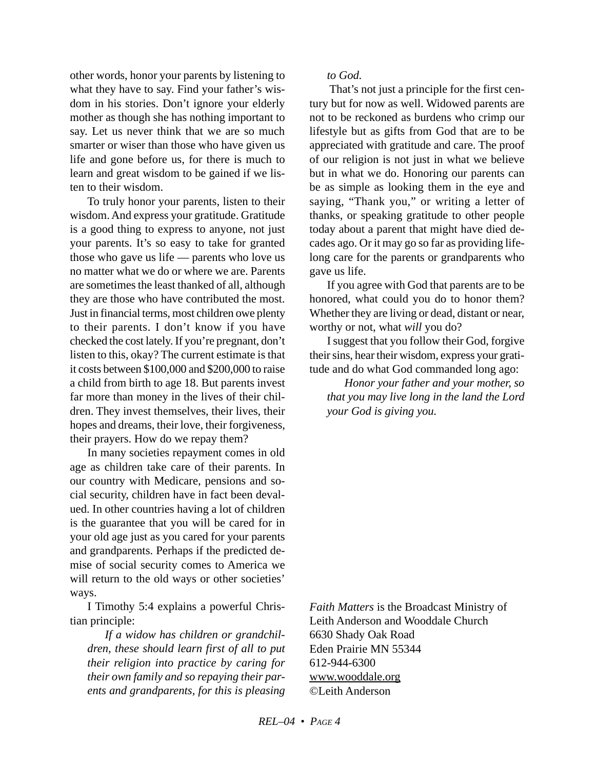other words, honor your parents by listening to what they have to say. Find your father's wisdom in his stories. Don't ignore your elderly mother as though she has nothing important to say. Let us never think that we are so much smarter or wiser than those who have given us life and gone before us, for there is much to learn and great wisdom to be gained if we listen to their wisdom.

To truly honor your parents, listen to their wisdom. And express your gratitude. Gratitude is a good thing to express to anyone, not just your parents. It's so easy to take for granted those who gave us life — parents who love us no matter what we do or where we are. Parents are sometimes the least thanked of all, although they are those who have contributed the most. Just in financial terms, most children owe plenty to their parents. I don't know if you have checked the cost lately. If you're pregnant, don't listen to this, okay? The current estimate is that it costs between $100,000 and $200,000 to raise a child from birth to age 18. But parents invest far more than money in the lives of their children. They invest themselves, their lives, their hopes and dreams, their love, their forgiveness, their prayers. How do we repay them?

In many societies repayment comes in old age as children take care of their parents. In our country with Medicare, pensions and social security, children have in fact been devalued. In other countries having a lot of children is the guarantee that you will be cared for in your old age just as you cared for your parents and grandparents. Perhaps if the predicted demise of social security comes to America we will return to the old ways or other societies' ways.

I Timothy 5:4 explains a powerful Christian principle:

> *If a widow has children or grandchildren, these should learn first of all to put their religion into practice by caring for their own family and so repaying their parents and grandparents, for this is pleasing to God.*

That's not just a principle for the first century but for now as well. Widowed parents are not to be reckoned as burdens who crimp our lifestyle but as gifts from God that are to be appreciated with gratitude and care. The proof of our religion is not just in what we believe but in what we do. Honoring our parents can be as simple as looking them in the eye and saying, "Thank you," or writing a letter of thanks, or speaking gratitude to other people today about a parent that might have died decades ago. Or it may go so far as providing lifelong care for the parents or grandparents who gave us life.

If you agree with God that parents are to be honored, what could you do to honor them? Whether they are living or dead, distant or near, worthy or not, what *will* you do?

I suggest that you follow their God, forgive their sins, hear their wisdom, express your gratitude and do what God commanded long ago:

> *Honor your father and your mother, so that you may live long in the land the Lord your God is giving you.*

*Faith Matters* is the Broadcast Ministry of
Leith Anderson and Wooddale Church
6630 Shady Oak Road
Eden Prairie MN 55344
612-944-6300
www.wooddale.org
©Leith Anderson